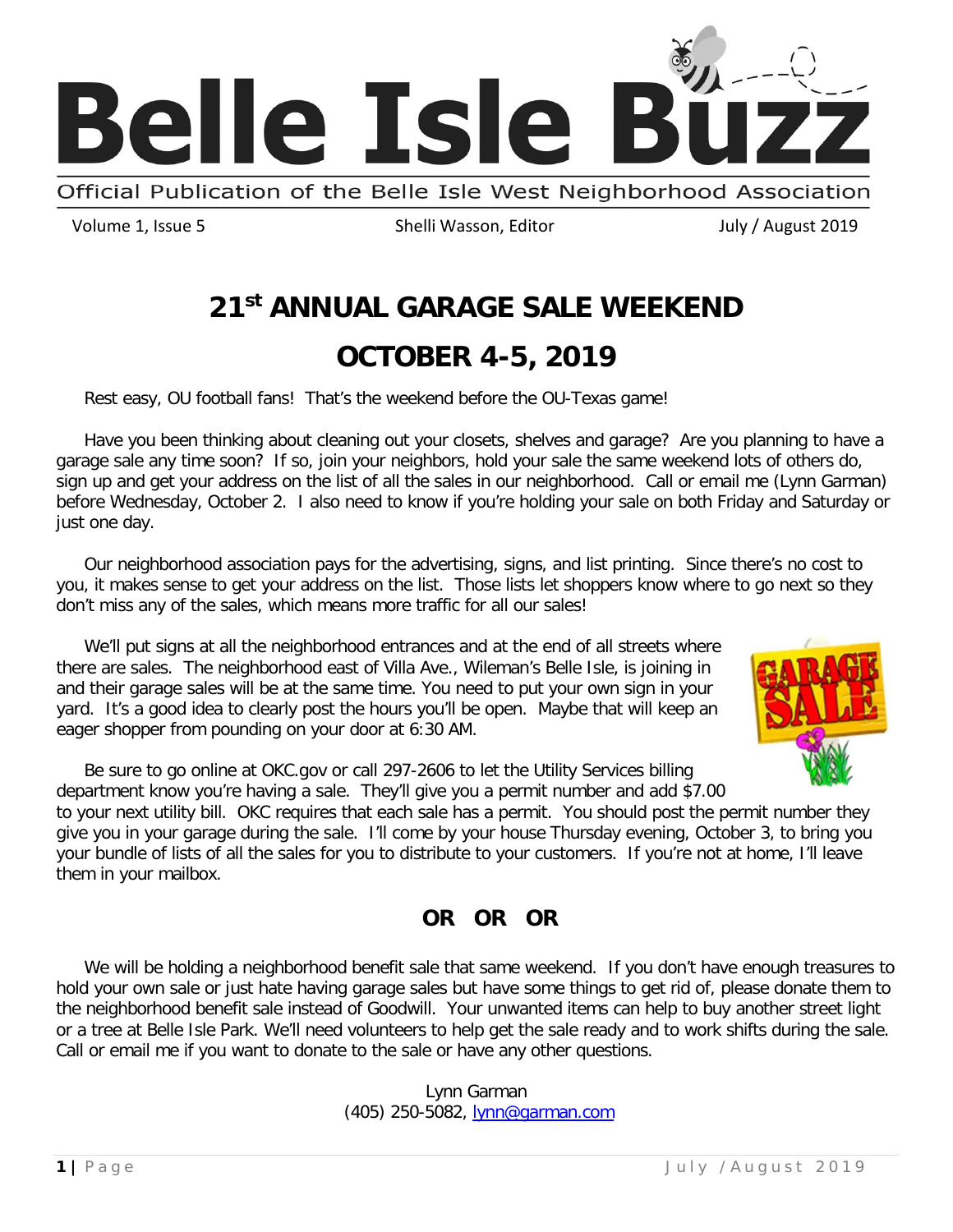# Belle Isle Buzz

Official Publication of the Belle Isle West Neighborhood Association

Volume 1, Issue 5 | Shelli Wasson, Editor | July / August 2019

## 21st ANNUAL GARAGE SALE WEEKEND

## OCTOBER 4-5, 2019

Rest easy, OU football fans! That's the weekend before the OU-Texas game!

Have you been thinking about cleaning out your closets, shelves and garage? Are you planning to have a garage sale any time soon? If so, join your neighbors, hold your sale the same weekend lots of others do, sign up and get your address on the list of all the sales in our neighborhood. Call or email me (Lynn Garman) before Wednesday, October 2. I also need to know if you're holding your sale on both Friday and Saturday or just one day.

Our neighborhood association pays for the advertising, signs, and list printing. Since there's no cost to you, it makes sense to get your address on the list. Those lists let shoppers know where to go next so they don't miss any of the sales, which means more traffic for all our sales!

We'll put signs at all the neighborhood entrances and at the end of all streets where there are sales. The neighborhood east of Villa Ave., Wileman's Belle Isle, is joining in and their garage sales will be at the same time. You need to put your own sign in your yard. It's a good idea to clearly post the hours you'll be open. Maybe that will keep an eager shopper from pounding on your door at 6:30 AM.

Be sure to go online at OKC.gov or call 297-2606 to let the Utility Services billing department know you're having a sale. They'll give you a permit number and add $7.00 to your next utility bill. OKC requires that each sale has a permit. You should post the permit number they give you in your garage during the sale. I'll come by your house Thursday evening, October 3, to bring you your bundle of lists of all the sales for you to distribute to your customers. If you're not at home, I'll leave them in your mailbox.

**OR OR OR**

We will be holding a neighborhood benefit sale that same weekend. If you don't have enough treasures to hold your own sale or just hate having garage sales but have some things to get rid of, please donate them to the neighborhood benefit sale instead of Goodwill. Your unwanted items can help to buy another street light or a tree at Belle Isle Park. We'll need volunteers to help get the sale ready and to work shifts during the sale. Call or email me if you want to donate to the sale or have any other questions.

Lynn Garman
(405) 250-5082, lynn@garman.com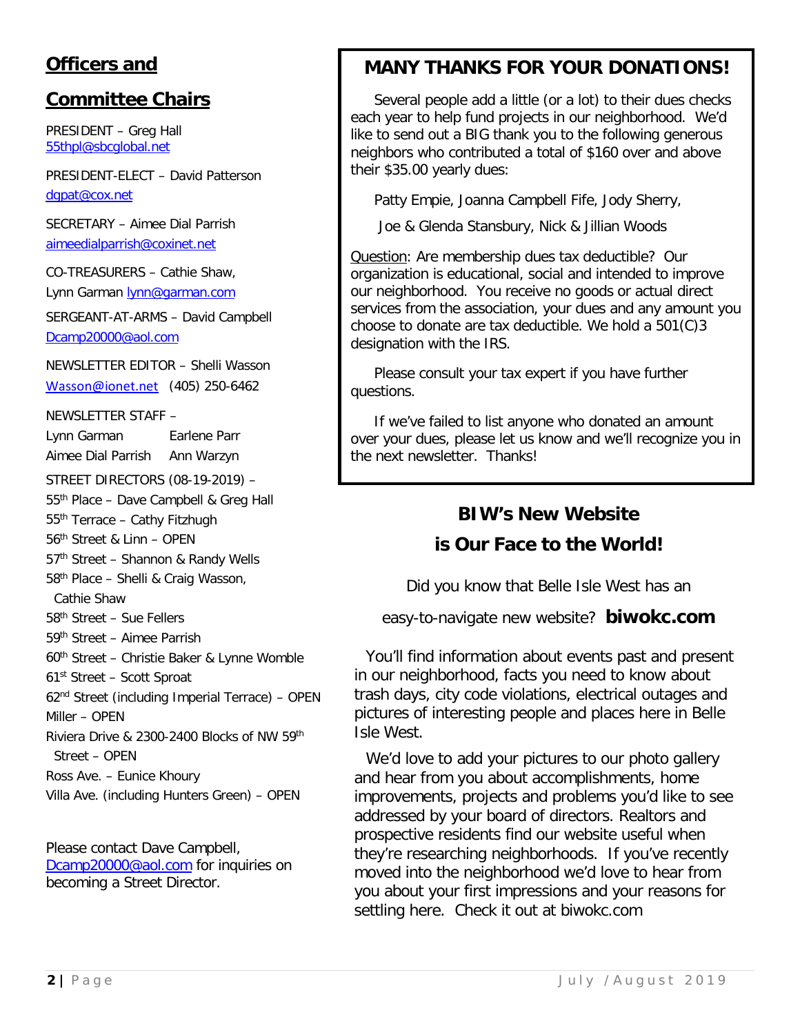## Officers and Committee Chairs

PRESIDENT – Greg Hall
55thpl@sbcglobal.net

PRESIDENT-ELECT – David Patterson
dgpat@cox.net

SECRETARY – Aimee Dial Parrish
aimeedialparrish@coxinet.net

CO-TREASURERS – Cathie Shaw,
Lynn Garman lynn@garman.com

SERGEANT-AT-ARMS – David Campbell
Dcamp20000@aol.com

NEWSLETTER EDITOR – Shelli Wasson
Wasson@ionet.net (405) 250-6462

NEWSLETTER STAFF –
Lynn Garman Earlene Parr
Aimee Dial Parrish Ann Warzyn

STREET DIRECTORS (08-19-2019) –
55th Place – Dave Campbell & Greg Hall
55th Terrace – Cathy Fitzhugh
56th Street & Linn – OPEN
57th Street – Shannon & Randy Wells
58th Place – Shelli & Craig Wasson, Cathie Shaw
58th Street – Sue Fellers
59th Street – Aimee Parrish
60th Street – Christie Baker & Lynne Womble
61st Street – Scott Sproat
62nd Street (including Imperial Terrace) – OPEN
Miller – OPEN
Riviera Drive & 2300-2400 Blocks of NW 59th Street – OPEN
Ross Ave. – Eunice Khoury
Villa Ave. (including Hunters Green) – OPEN

Please contact Dave Campbell, Dcamp20000@aol.com for inquiries on becoming a Street Director.

## MANY THANKS FOR YOUR DONATIONS!

Several people add a little (or a lot) to their dues checks each year to help fund projects in our neighborhood. We'd like to send out a BIG thank you to the following generous neighbors who contributed a total of $160 over and above their $35.00 yearly dues:

Patty Empie, Joanna Campbell Fife, Jody Sherry,

Joe & Glenda Stansbury, Nick & Jillian Woods

Question: Are membership dues tax deductible? Our organization is educational, social and intended to improve our neighborhood. You receive no goods or actual direct services from the association, your dues and any amount you choose to donate are tax deductible. We hold a 501(C)3 designation with the IRS.

Please consult your tax expert if you have further questions.

If we've failed to list anyone who donated an amount over your dues, please let us know and we'll recognize you in the next newsletter. Thanks!

## BIW's New Website is Our Face to the World!

Did you know that Belle Isle West has an easy-to-navigate new website? **biwokc.com**

You'll find information about events past and present in our neighborhood, facts you need to know about trash days, city code violations, electrical outages and pictures of interesting people and places here in Belle Isle West.

We'd love to add your pictures to our photo gallery and hear from you about accomplishments, home improvements, projects and problems you'd like to see addressed by your board of directors. Realtors and prospective residents find our website useful when they're researching neighborhoods. If you've recently moved into the neighborhood we'd love to hear from you about your first impressions and your reasons for settling here. Check it out at biwokc.com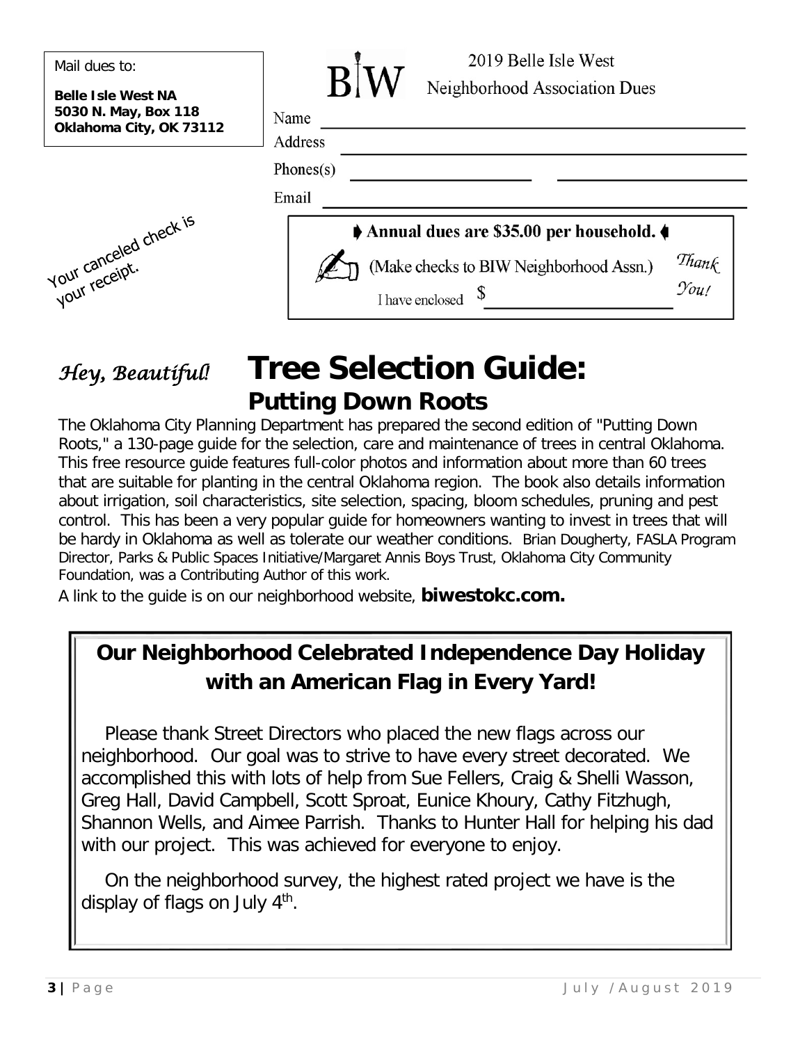Mail dues to:

**Belle Isle West NA**
**5030 N. May, Box 118**
**Oklahoma City, OK 73112**

Your canceled check is your receipt.

BIW 2019 Belle Isle West Neighborhood Association Dues

Name ______________________________

Address ______________________________

Phones(s) ______________ ______________

Email ______________________________

**Annual dues are $35.00 per household.**

(Make checks to BIW Neighborhood Assn.)

I have enclosed $ ______________

*Thank You!*

*Hey, Beautiful!*

# Tree Selection Guide:

## Putting Down Roots

The Oklahoma City Planning Department has prepared the second edition of "Putting Down Roots," a 130-page guide for the selection, care and maintenance of trees in central Oklahoma. This free resource guide features full-color photos and information about more than 60 trees that are suitable for planting in the central Oklahoma region. The book also details information about irrigation, soil characteristics, site selection, spacing, bloom schedules, pruning and pest control. This has been a very popular guide for homeowners wanting to invest in trees that will be hardy in Oklahoma as well as tolerate our weather conditions. Brian Dougherty, FASLA Program Director, Parks & Public Spaces Initiative/Margaret Annis Boys Trust, Oklahoma City Community Foundation, was a Contributing Author of this work.

A link to the guide is on our neighborhood website, **biwestokc.com.**

## Our Neighborhood Celebrated Independence Day Holiday with an American Flag in Every Yard!

Please thank Street Directors who placed the new flags across our neighborhood. Our goal was to strive to have every street decorated. We accomplished this with lots of help from Sue Fellers, Craig & Shelli Wasson, Greg Hall, David Campbell, Scott Sproat, Eunice Khoury, Cathy Fitzhugh, Shannon Wells, and Aimee Parrish. Thanks to Hunter Hall for helping his dad with our project. This was achieved for everyone to enjoy.

On the neighborhood survey, the highest rated project we have is the display of flags on July 4th.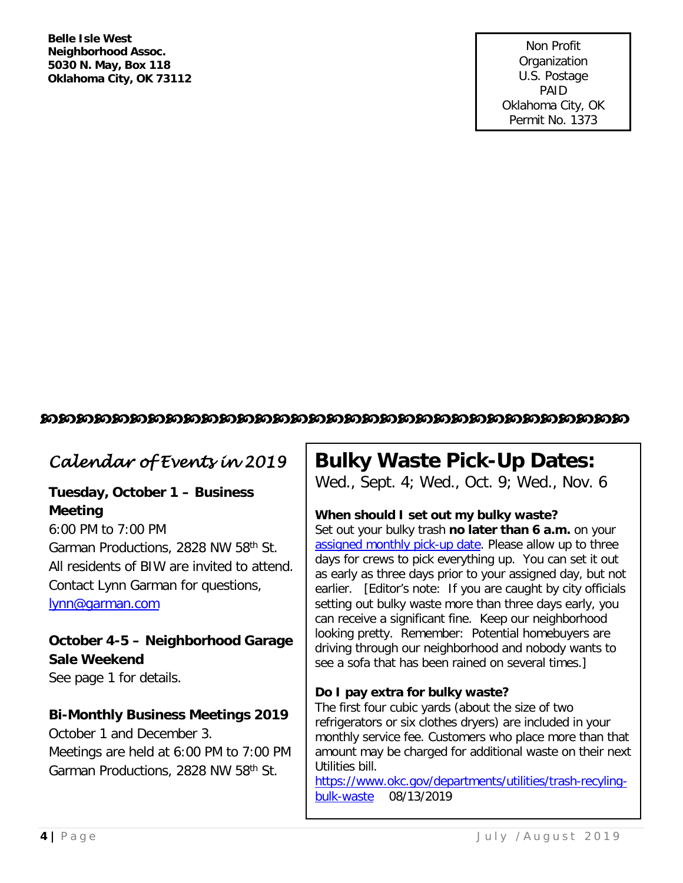**Belle Isle West**
**Neighborhood Assoc.**
**5030 N. May, Box 118**
**Oklahoma City, OK 73112**

Non Profit
Organization
U.S. Postage
PAID
Oklahoma City, OK
Permit No. 1373

## *Calendar of Events in 2019*

**Tuesday, October 1 – Business Meeting**
6:00 PM to 7:00 PM
Garman Productions, 2828 NW 58th St.
All residents of BIW are invited to attend.
Contact Lynn Garman for questions, [lynn@garman.com](mailto:lynn@garman.com)

**October 4-5 – Neighborhood Garage Sale Weekend**
See page 1 for details.

**Bi-Monthly Business Meetings 2019**
October 1 and December 3.
Meetings are held at 6:00 PM to 7:00 PM
Garman Productions, 2828 NW 58th St.

## Bulky Waste Pick-Up Dates:

Wed., Sept. 4; Wed., Oct. 9; Wed., Nov. 6

**When should I set out my bulky waste?**
Set out your bulky trash **no later than 6 a.m.** on your assigned monthly pick-up date. Please allow up to three days for crews to pick everything up. You can set it out as early as three days prior to your assigned day, but not earlier. [Editor's note: If you are caught by city officials setting out bulky waste more than three days early, you can receive a significant fine. Keep our neighborhood looking pretty. Remember: Potential homebuyers are driving through our neighborhood and nobody wants to see a sofa that has been rained on several times.]

**Do I pay extra for bulky waste?**
The first four cubic yards (about the size of two refrigerators or six clothes dryers) are included in your monthly service fee. Customers who place more than that amount may be charged for additional waste on their next Utilities bill.
https://www.okc.gov/departments/utilities/trash-recyling-bulk-waste 08/13/2019